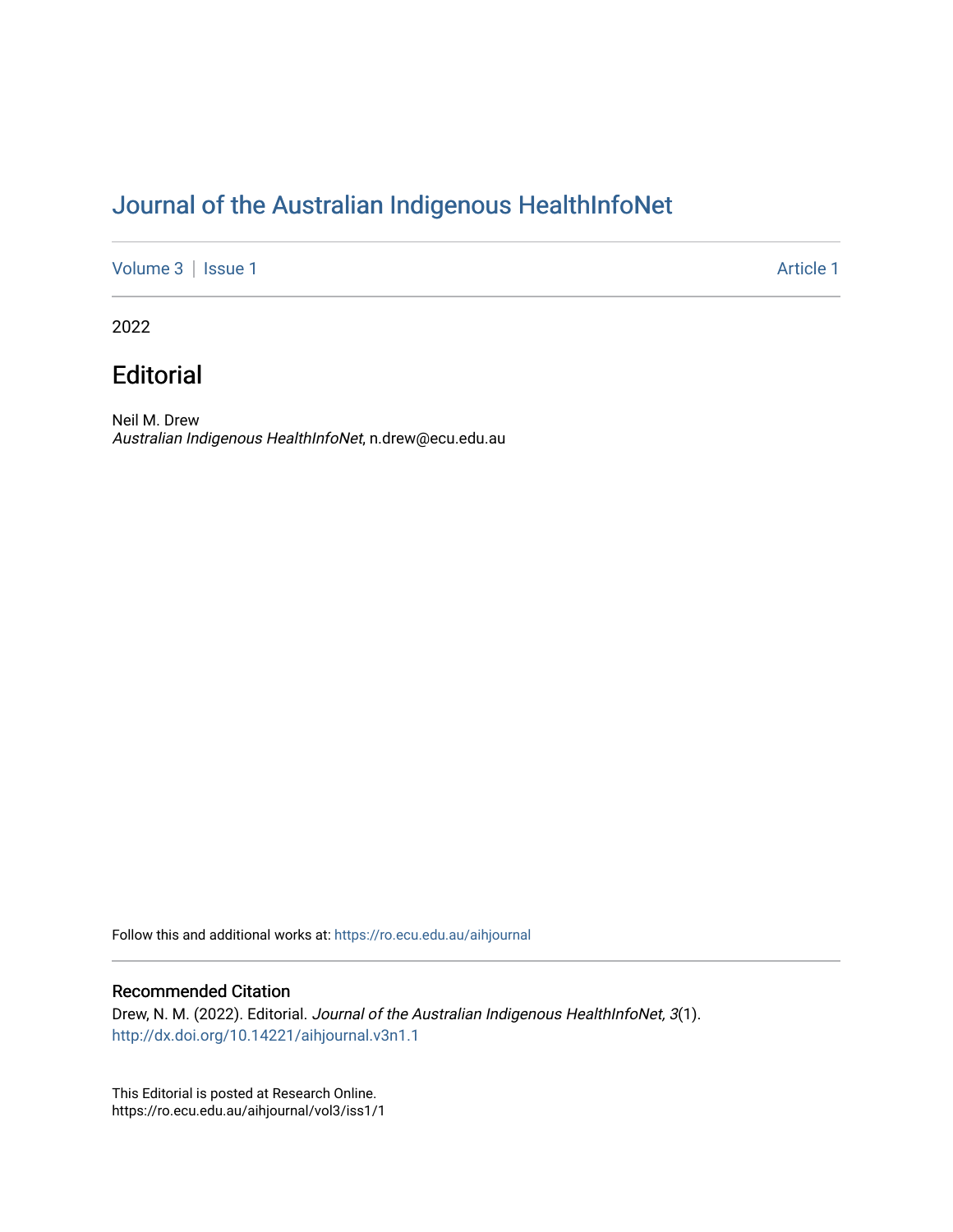# Journal of the Australian Indigenous HealthInfoNet

Volume 3 | Issue 1 Article 1

2022

## Editorial

Neil M. Drew
*Australian Indigenous HealthInfoNet*, n.drew@ecu.edu.au

Follow this and additional works at: https://ro.ecu.edu.au/aihjournal

### Recommended Citation

Drew, N. M. (2022). Editorial. *Journal of the Australian Indigenous HealthInfoNet, 3*(1).
http://dx.doi.org/10.14221/aihjournal.v3n1.1

This Editorial is posted at Research Online.
https://ro.ecu.edu.au/aihjournal/vol3/iss1/1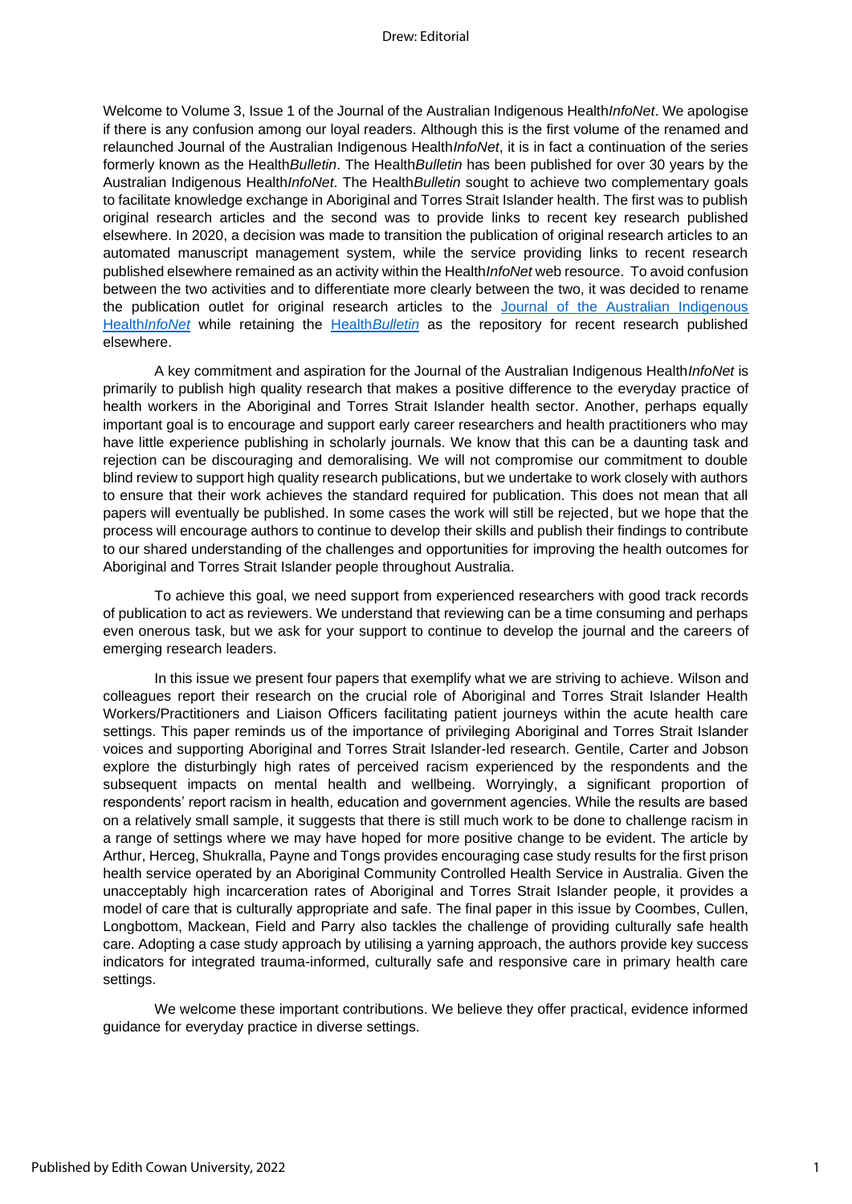Welcome to Volume 3, Issue 1 of the Journal of the Australian Indigenous Health*InfoNet*. We apologise if there is any confusion among our loyal readers. Although this is the first volume of the renamed and relaunched Journal of the Australian Indigenous Health*InfoNet*, it is in fact a continuation of the series formerly known as the Health*Bulletin*. The Health*Bulletin* has been published for over 30 years by the Australian Indigenous Health*InfoNet*. The Health*Bulletin* sought to achieve two complementary goals to facilitate knowledge exchange in Aboriginal and Torres Strait Islander health. The first was to publish original research articles and the second was to provide links to recent key research published elsewhere. In 2020, a decision was made to transition the publication of original research articles to an automated manuscript management system, while the service providing links to recent research published elsewhere remained as an activity within the Health*InfoNet* web resource. To avoid confusion between the two activities and to differentiate more clearly between the two, it was decided to rename the publication outlet for original research articles to the [Journal of the Australian Indigenous Health*InfoNet*]() while retaining the [Health*Bulletin*]() as the repository for recent research published elsewhere.

A key commitment and aspiration for the Journal of the Australian Indigenous Health*InfoNet* is primarily to publish high quality research that makes a positive difference to the everyday practice of health workers in the Aboriginal and Torres Strait Islander health sector. Another, perhaps equally important goal is to encourage and support early career researchers and health practitioners who may have little experience publishing in scholarly journals. We know that this can be a daunting task and rejection can be discouraging and demoralising. We will not compromise our commitment to double blind review to support high quality research publications, but we undertake to work closely with authors to ensure that their work achieves the standard required for publication. This does not mean that all papers will eventually be published. In some cases the work will still be rejected, but we hope that the process will encourage authors to continue to develop their skills and publish their findings to contribute to our shared understanding of the challenges and opportunities for improving the health outcomes for Aboriginal and Torres Strait Islander people throughout Australia.

To achieve this goal, we need support from experienced researchers with good track records of publication to act as reviewers. We understand that reviewing can be a time consuming and perhaps even onerous task, but we ask for your support to continue to develop the journal and the careers of emerging research leaders.

In this issue we present four papers that exemplify what we are striving to achieve. Wilson and colleagues report their research on the crucial role of Aboriginal and Torres Strait Islander Health Workers/Practitioners and Liaison Officers facilitating patient journeys within the acute health care settings. This paper reminds us of the importance of privileging Aboriginal and Torres Strait Islander voices and supporting Aboriginal and Torres Strait Islander-led research. Gentile, Carter and Jobson explore the disturbingly high rates of perceived racism experienced by the respondents and the subsequent impacts on mental health and wellbeing. Worryingly, a significant proportion of respondents' report racism in health, education and government agencies. While the results are based on a relatively small sample, it suggests that there is still much work to be done to challenge racism in a range of settings where we may have hoped for more positive change to be evident. The article by Arthur, Herceg, Shukralla, Payne and Tongs provides encouraging case study results for the first prison health service operated by an Aboriginal Community Controlled Health Service in Australia. Given the unacceptably high incarceration rates of Aboriginal and Torres Strait Islander people, it provides a model of care that is culturally appropriate and safe. The final paper in this issue by Coombes, Cullen, Longbottom, Mackean, Field and Parry also tackles the challenge of providing culturally safe health care. Adopting a case study approach by utilising a yarning approach, the authors provide key success indicators for integrated trauma-informed, culturally safe and responsive care in primary health care settings.

We welcome these important contributions. We believe they offer practical, evidence informed guidance for everyday practice in diverse settings.